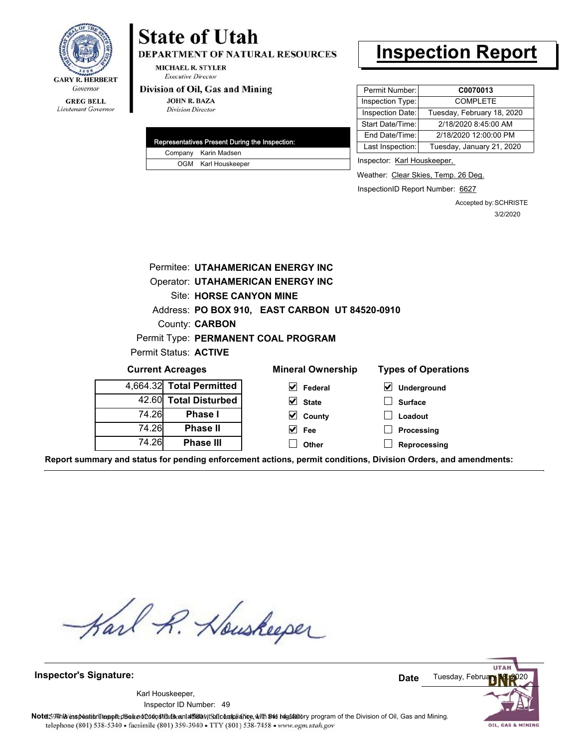GARY R. HERBERT
*Governor*

GREG BELL
*Lieutenant Governor*

# State of Utah

**DEPARTMENT OF NATURAL RESOURCES**

MICHAEL R. STYLER
*Executive Director*

**Division of Oil, Gas and Mining**

JOHN R. BAZA
*Division Director*

# Inspection Report

| Representatives Present During the Inspection: | |
|---|---|
| Company | Karin Madsen |
| OGM | Karl Houskeeper |

| | |
|---|---|
| Permit Number: | **C0070013** |
| Inspection Type: | COMPLETE |
| Inspection Date: | Tuesday, February 18, 2020 |
| Start Date/Time: | 2/18/2020 8:45:00 AM |
| End Date/Time: | 2/18/2020 12:00:00 PM |
| Last Inspection: | Tuesday, January 21, 2020 |

Inspector: Karl Houskeeper,

Weather: Clear Skies, Temp. 26 Deg.

InspectionID Report Number: 6627

Accepted by: SCHRISTE
3/2/2020

Permitee: **UTAHAMERICAN ENERGY INC**
Operator: **UTAHAMERICAN ENERGY INC**
Site: **HORSE CANYON MINE**
Address: **PO BOX 910, EAST CARBON UT 84520-0910**
County: **CARBON**
Permit Type: **PERMANENT COAL PROGRAM**
Permit Status: **ACTIVE**

**Current Acreages**

| | |
|---|---|
| 4,664.32 | **Total Permitted** |
| 42.60 | **Total Disturbed** |
| 74.26 | **Phase I** |
| 74.26 | **Phase II** |
| 74.26 | **Phase III** |

**Mineral Ownership**

- [x] **Federal**
- [x] **State**
- [x] **County**
- [x] **Fee**
- [ ] **Other**

**Types of Operations**

- [x] **Underground**
- [ ] **Surface**
- [ ] **Loadout**
- [ ] **Processing**
- [ ] **Reprocessing**

**Report summary and status for pending enforcement actions, permit conditions, Division Orders, and amendments:**

**Inspector's Signature:**

Karl Houskeeper,
Inspector ID Number: 49

**Date** Tuesday, February 18, 2020

**Note:** This inspection report does not constitute an affidavit of compliance with the regulatory program of the Division of Oil, Gas and Mining.

1594 West North Temple, Suite 1210, Box 145801, Salt Lake City, UT 84114-5801
telephone (801) 538-5340 • facsimile (801) 359-3940 • TTY (801) 538-7458 • www.ogm.utah.gov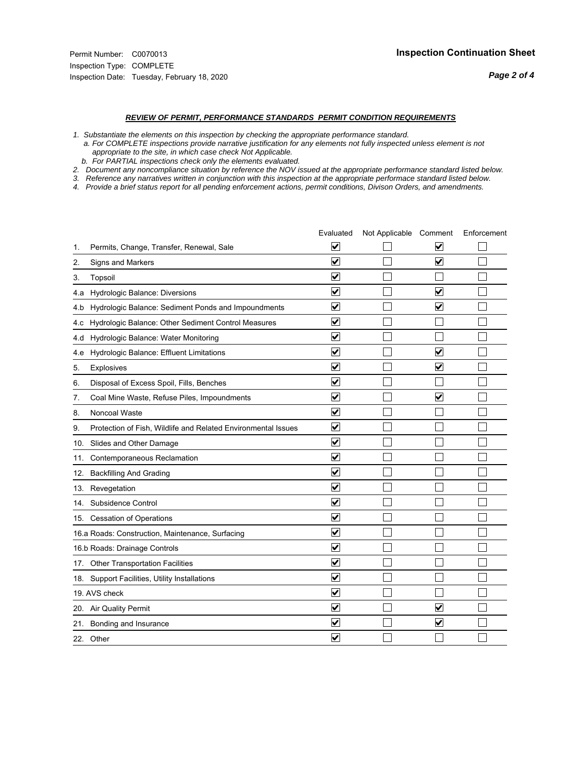Permit Number: C0070013
Inspection Type: COMPLETE
Inspection Date: Tuesday, February 18, 2020

## Inspection Continuation Sheet

***REVIEW OF PERMIT, PERFORMANCE STANDARDS PERMIT CONDITION REQUIREMENTS***

1. *Substantiate the elements on this inspection by checking the appropriate performance standard.*
   a. *For COMPLETE inspections provide narrative justification for any elements not fully inspected unless element is not appropriate to the site, in which case check Not Applicable.*
   b. *For PARTIAL inspections check only the elements evaluated.*
2. *Document any noncompliance situation by reference the NOV issued at the appropriate performance standard listed below.*
3. *Reference any narratives written in conjunction with this inspection at the appropriate performace standard listed below.*
4. *Provide a brief status report for all pending enforcement actions, permit conditions, Divison Orders, and amendments.*

| | Evaluated | Not Applicable | Comment | Enforcement |
|---|---|---|---|---|
| 1. Permits, Change, Transfer, Renewal, Sale | ☑ | ☐ | ☑ | ☐ |
| 2. Signs and Markers | ☑ | ☐ | ☑ | ☐ |
| 3. Topsoil | ☑ | ☐ | ☐ | ☐ |
| 4.a Hydrologic Balance: Diversions | ☑ | ☐ | ☑ | ☐ |
| 4.b Hydrologic Balance: Sediment Ponds and Impoundments | ☑ | ☐ | ☑ | ☐ |
| 4.c Hydrologic Balance: Other Sediment Control Measures | ☑ | ☐ | ☐ | ☐ |
| 4.d Hydrologic Balance: Water Monitoring | ☑ | ☐ | ☐ | ☐ |
| 4.e Hydrologic Balance: Effluent Limitations | ☑ | ☐ | ☑ | ☐ |
| 5. Explosives | ☑ | ☐ | ☑ | ☐ |
| 6. Disposal of Excess Spoil, Fills, Benches | ☑ | ☐ | ☐ | ☐ |
| 7. Coal Mine Waste, Refuse Piles, Impoundments | ☑ | ☐ | ☑ | ☐ |
| 8. Noncoal Waste | ☑ | ☐ | ☐ | ☐ |
| 9. Protection of Fish, Wildlife and Related Environmental Issues | ☑ | ☐ | ☐ | ☐ |
| 10. Slides and Other Damage | ☑ | ☐ | ☐ | ☐ |
| 11. Contemporaneous Reclamation | ☑ | ☐ | ☐ | ☐ |
| 12. Backfilling And Grading | ☑ | ☐ | ☐ | ☐ |
| 13. Revegetation | ☑ | ☐ | ☐ | ☐ |
| 14. Subsidence Control | ☑ | ☐ | ☐ | ☐ |
| 15. Cessation of Operations | ☑ | ☐ | ☐ | ☐ |
| 16.a Roads: Construction, Maintenance, Surfacing | ☑ | ☐ | ☐ | ☐ |
| 16.b Roads: Drainage Controls | ☑ | ☐ | ☐ | ☐ |
| 17. Other Transportation Facilities | ☑ | ☐ | ☐ | ☐ |
| 18. Support Facilities, Utility Installations | ☑ | ☐ | ☐ | ☐ |
| 19. AVS check | ☑ | ☐ | ☐ | ☐ |
| 20. Air Quality Permit | ☑ | ☐ | ☑ | ☐ |
| 21. Bonding and Insurance | ☑ | ☐ | ☑ | ☐ |
| 22. Other | ☑ | ☐ | ☐ | ☐ |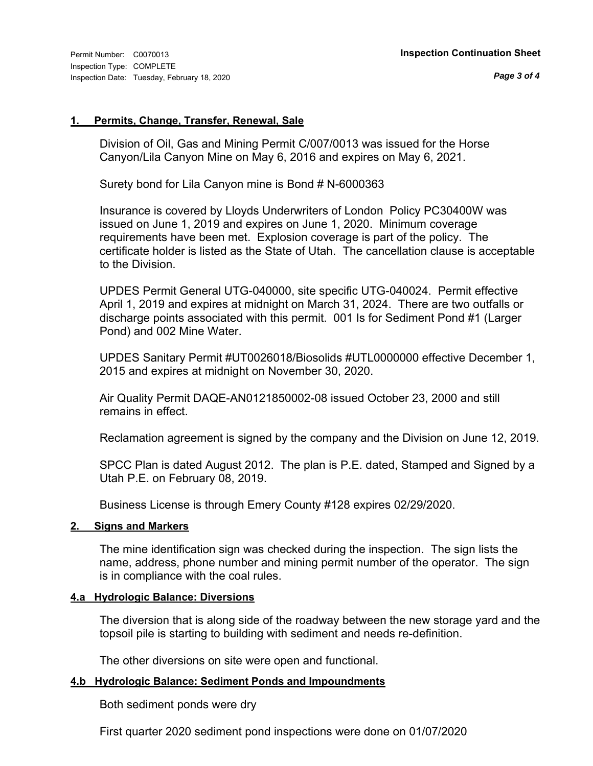## 1. Permits, Change, Transfer, Renewal, Sale

Division of Oil, Gas and Mining Permit C/007/0013 was issued for the Horse Canyon/Lila Canyon Mine on May 6, 2016 and expires on May 6, 2021.

Surety bond for Lila Canyon mine is Bond # N-6000363

Insurance is covered by Lloyds Underwriters of London Policy PC30400W was issued on June 1, 2019 and expires on June 1, 2020. Minimum coverage requirements have been met. Explosion coverage is part of the policy. The certificate holder is listed as the State of Utah. The cancellation clause is acceptable to the Division.

UPDES Permit General UTG-040000, site specific UTG-040024. Permit effective April 1, 2019 and expires at midnight on March 31, 2024. There are two outfalls or discharge points associated with this permit. 001 Is for Sediment Pond #1 (Larger Pond) and 002 Mine Water.

UPDES Sanitary Permit #UT0026018/Biosolids #UTL0000000 effective December 1, 2015 and expires at midnight on November 30, 2020.

Air Quality Permit DAQE-AN0121850002-08 issued October 23, 2000 and still remains in effect.

Reclamation agreement is signed by the company and the Division on June 12, 2019.

SPCC Plan is dated August 2012. The plan is P.E. dated, Stamped and Signed by a Utah P.E. on February 08, 2019.

Business License is through Emery County #128 expires 02/29/2020.

## 2. Signs and Markers

The mine identification sign was checked during the inspection. The sign lists the name, address, phone number and mining permit number of the operator. The sign is in compliance with the coal rules.

## 4.a Hydrologic Balance: Diversions

The diversion that is along side of the roadway between the new storage yard and the topsoil pile is starting to building with sediment and needs re-definition.

The other diversions on site were open and functional.

## 4.b Hydrologic Balance: Sediment Ponds and Impoundments

Both sediment ponds were dry

First quarter 2020 sediment pond inspections were done on 01/07/2020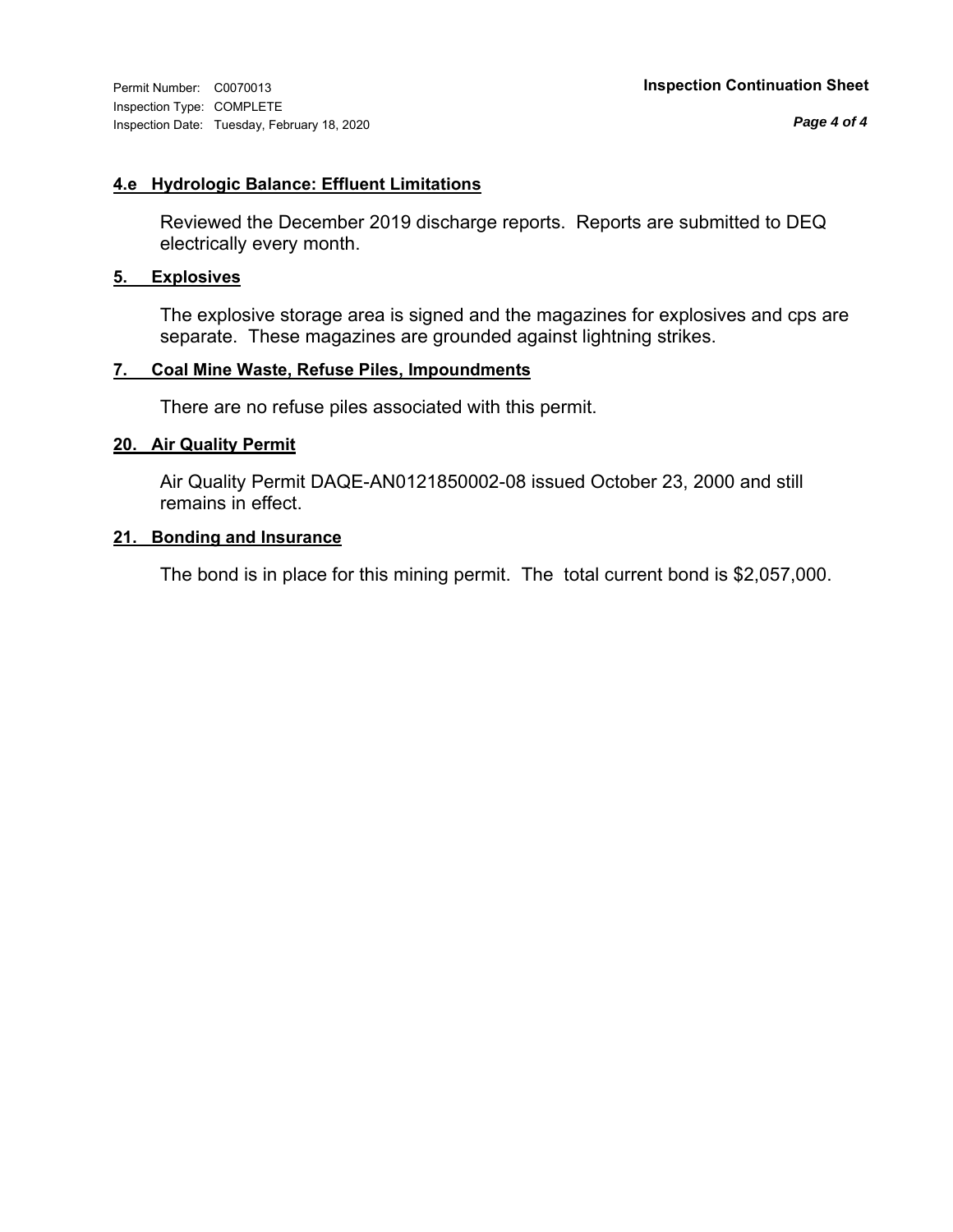### 4.e Hydrologic Balance: Effluent Limitations

Reviewed the December 2019 discharge reports. Reports are submitted to DEQ electrically every month.

### 5. Explosives

The explosive storage area is signed and the magazines for explosives and cps are separate. These magazines are grounded against lightning strikes.

### 7. Coal Mine Waste, Refuse Piles, Impoundments

There are no refuse piles associated with this permit.

### 20. Air Quality Permit

Air Quality Permit DAQE-AN0121850002-08 issued October 23, 2000 and still remains in effect.

### 21. Bonding and Insurance

The bond is in place for this mining permit. The total current bond is $2,057,000.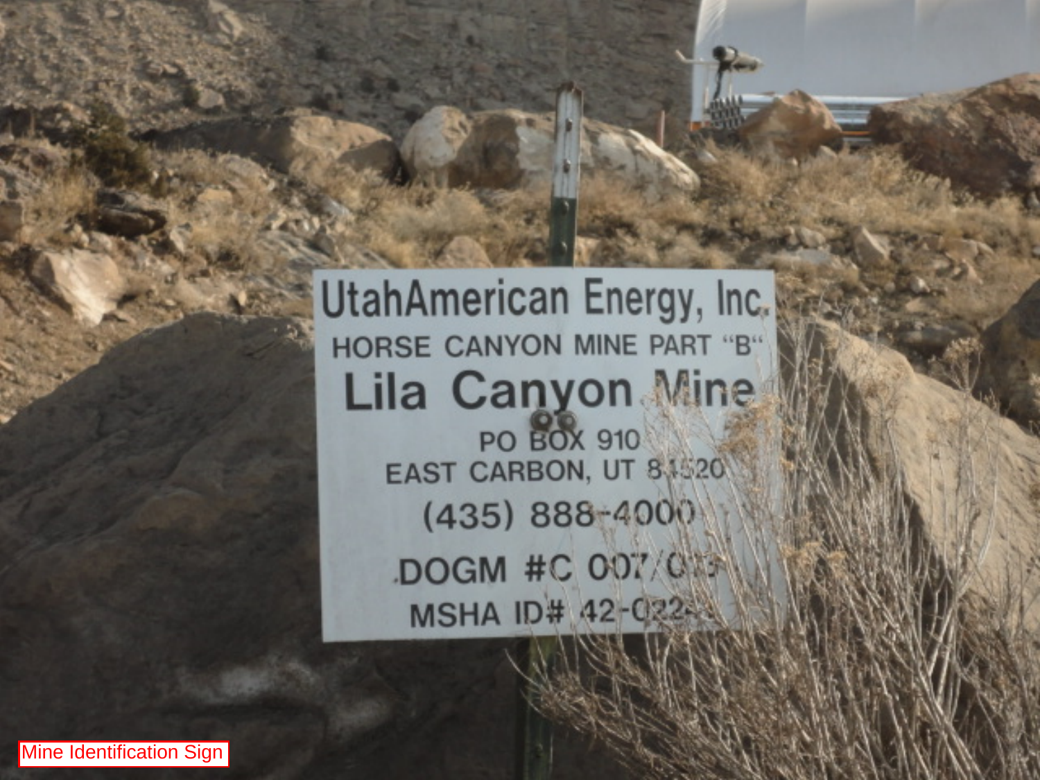Mine Identification Sign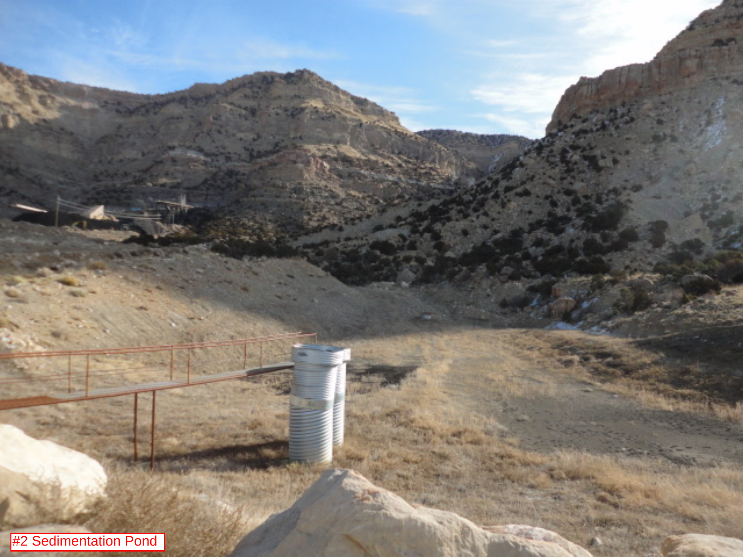#2 Sedimentation Pond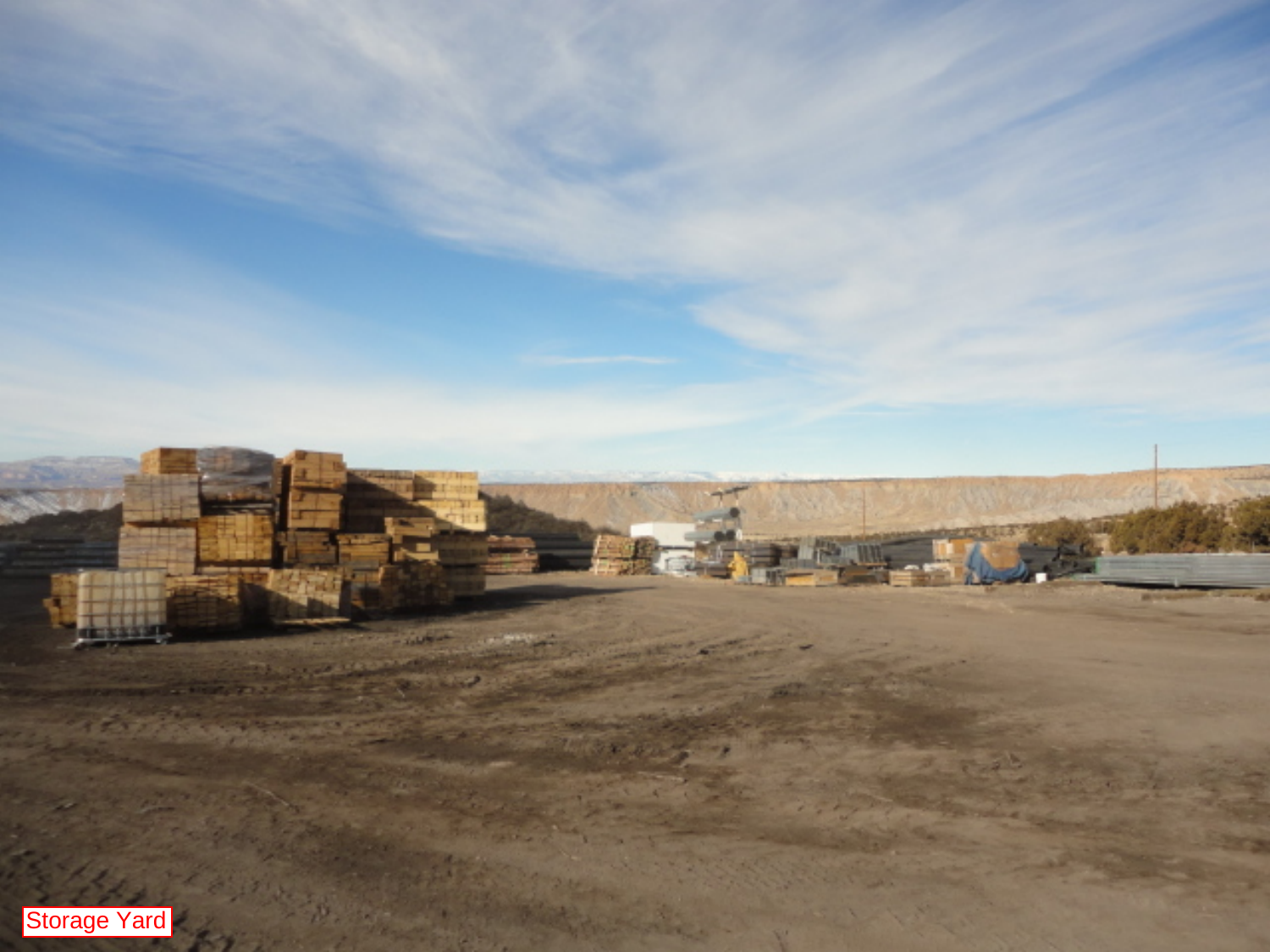Storage Yard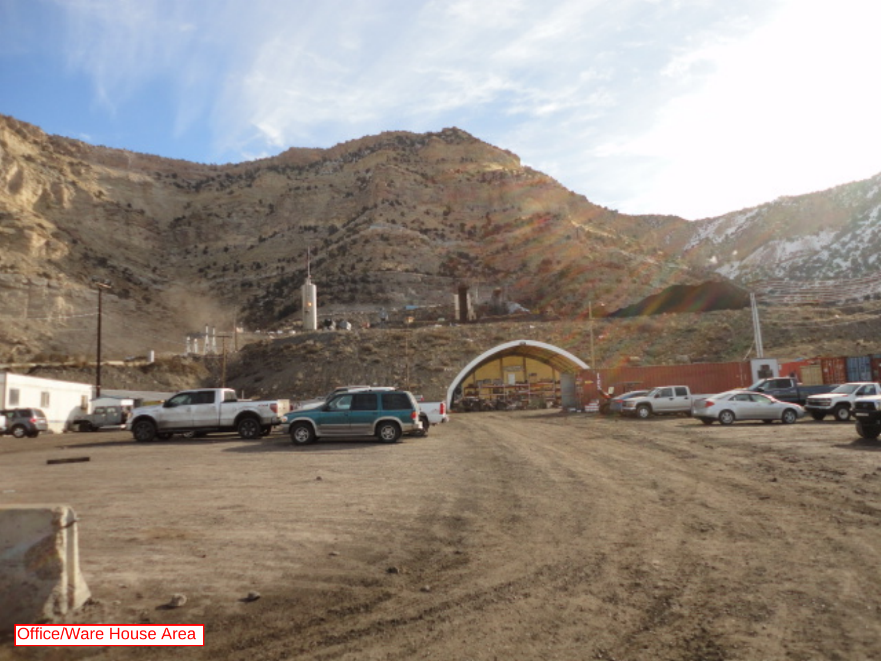Office/Ware House Area